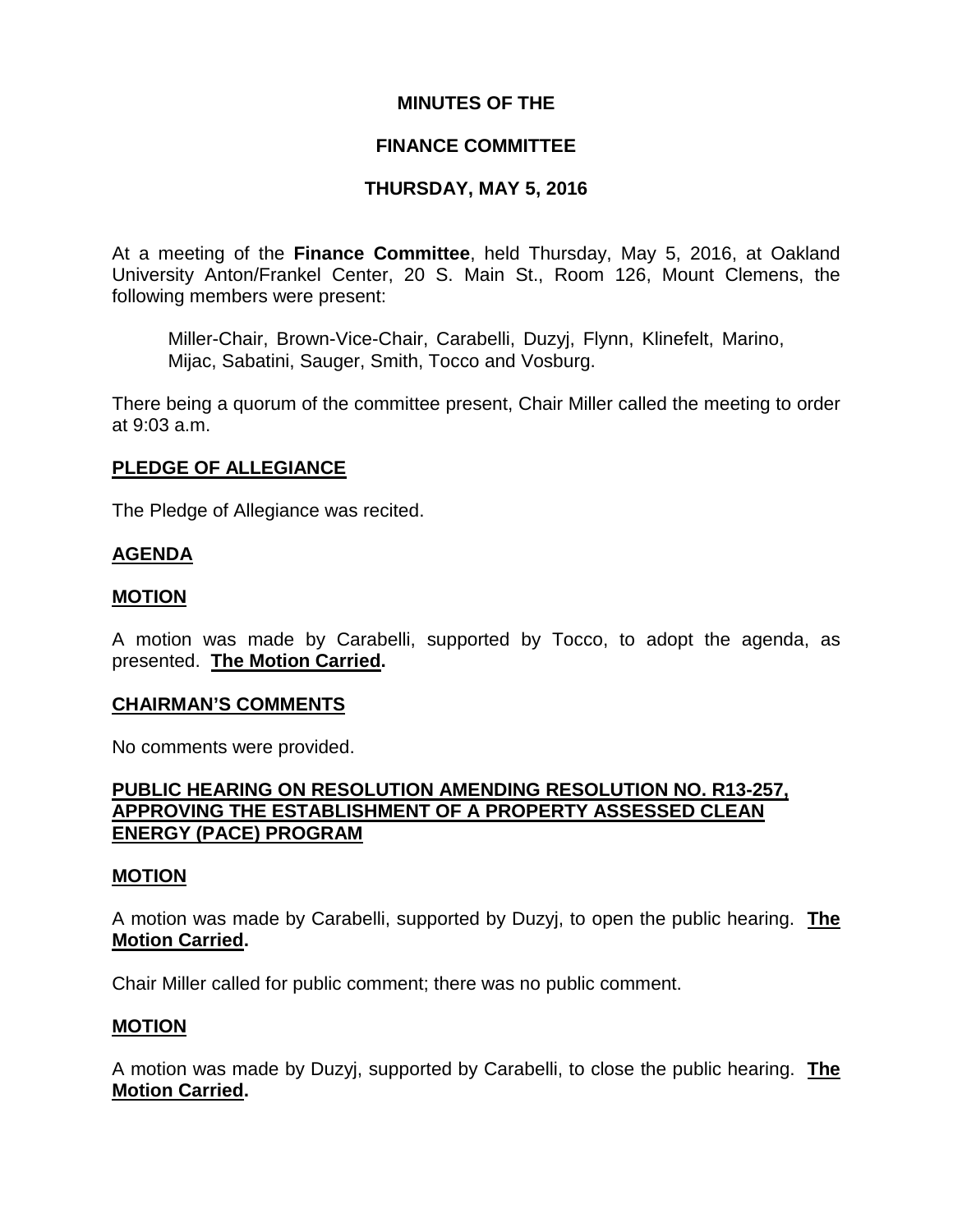# MINUTES OF THE

# FINANCE COMMITTEE

# THURSDAY, MAY 5, 2016

At a meeting of the **Finance Committee**, held Thursday, May 5, 2016, at Oakland University Anton/Frankel Center, 20 S. Main St., Room 126, Mount Clemens, the following members were present:

> Miller-Chair, Brown-Vice-Chair, Carabelli, Duzyj, Flynn, Klinefelt, Marino, Mijac, Sabatini, Sauger, Smith, Tocco and Vosburg.

There being a quorum of the committee present, Chair Miller called the meeting to order at 9:03 a.m.

## PLEDGE OF ALLEGIANCE

The Pledge of Allegiance was recited.

## AGENDA

## MOTION

A motion was made by Carabelli, supported by Tocco, to adopt the agenda, as presented. **The Motion Carried.**

## CHAIRMAN'S COMMENTS

No comments were provided.

## PUBLIC HEARING ON RESOLUTION AMENDING RESOLUTION NO. R13-257, APPROVING THE ESTABLISHMENT OF A PROPERTY ASSESSED CLEAN ENERGY (PACE) PROGRAM

## MOTION

A motion was made by Carabelli, supported by Duzyj, to open the public hearing. **The Motion Carried.**

Chair Miller called for public comment; there was no public comment.

## MOTION

A motion was made by Duzyj, supported by Carabelli, to close the public hearing. **The Motion Carried.**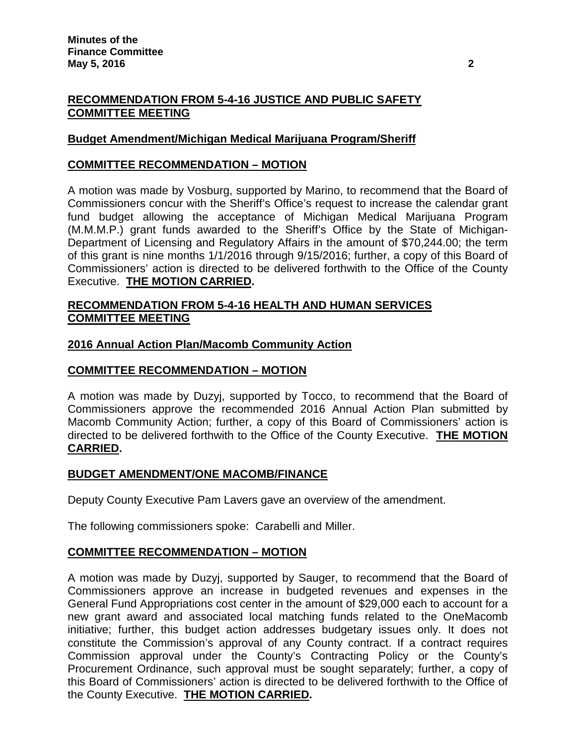**RECOMMENDATION FROM 5-4-16 JUSTICE AND PUBLIC SAFETY COMMITTEE MEETING**

**Budget Amendment/Michigan Medical Marijuana Program/Sheriff**

**COMMITTEE RECOMMENDATION – MOTION**

A motion was made by Vosburg, supported by Marino, to recommend that the Board of Commissioners concur with the Sheriff's Office's request to increase the calendar grant fund budget allowing the acceptance of Michigan Medical Marijuana Program (M.M.M.P.) grant funds awarded to the Sheriff's Office by the State of Michigan-Department of Licensing and Regulatory Affairs in the amount of $70,244.00; the term of this grant is nine months 1/1/2016 through 9/15/2016; further, a copy of this Board of Commissioners' action is directed to be delivered forthwith to the Office of the County Executive. **THE MOTION CARRIED.**

**RECOMMENDATION FROM 5-4-16 HEALTH AND HUMAN SERVICES COMMITTEE MEETING**

**2016 Annual Action Plan/Macomb Community Action**

**COMMITTEE RECOMMENDATION – MOTION**

A motion was made by Duzyj, supported by Tocco, to recommend that the Board of Commissioners approve the recommended 2016 Annual Action Plan submitted by Macomb Community Action; further, a copy of this Board of Commissioners' action is directed to be delivered forthwith to the Office of the County Executive. **THE MOTION CARRIED.**

**BUDGET AMENDMENT/ONE MACOMB/FINANCE**

Deputy County Executive Pam Lavers gave an overview of the amendment.

The following commissioners spoke: Carabelli and Miller.

**COMMITTEE RECOMMENDATION – MOTION**

A motion was made by Duzyj, supported by Sauger, to recommend that the Board of Commissioners approve an increase in budgeted revenues and expenses in the General Fund Appropriations cost center in the amount of $29,000 each to account for a new grant award and associated local matching funds related to the OneMacomb initiative; further, this budget action addresses budgetary issues only. It does not constitute the Commission's approval of any County contract. If a contract requires Commission approval under the County's Contracting Policy or the County's Procurement Ordinance, such approval must be sought separately; further, a copy of this Board of Commissioners' action is directed to be delivered forthwith to the Office of the County Executive. **THE MOTION CARRIED.**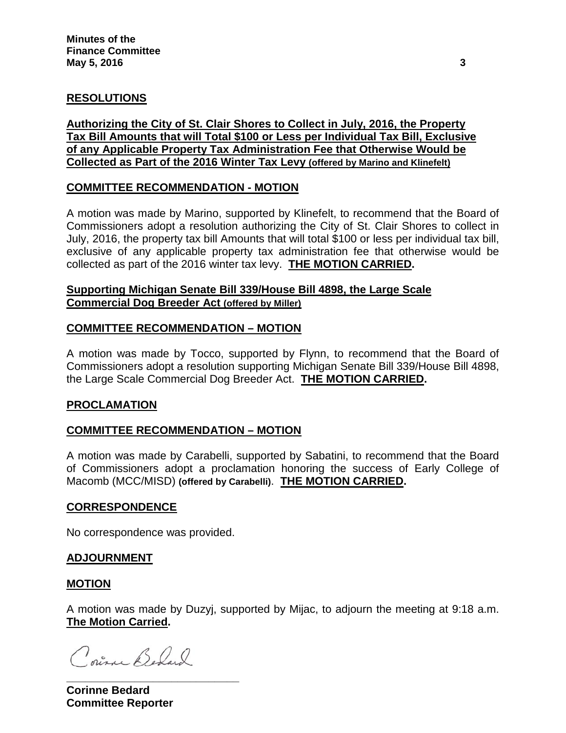## RESOLUTIONS

**Authorizing the City of St. Clair Shores to Collect in July, 2016, the Property Tax Bill Amounts that will Total $100 or Less per Individual Tax Bill, Exclusive of any Applicable Property Tax Administration Fee that Otherwise Would be Collected as Part of the 2016 Winter Tax Levy (offered by Marino and Klinefelt)**

**COMMITTEE RECOMMENDATION - MOTION**

A motion was made by Marino, supported by Klinefelt, to recommend that the Board of Commissioners adopt a resolution authorizing the City of St. Clair Shores to collect in July, 2016, the property tax bill Amounts that will total $100 or less per individual tax bill, exclusive of any applicable property tax administration fee that otherwise would be collected as part of the 2016 winter tax levy. **THE MOTION CARRIED.**

**Supporting Michigan Senate Bill 339/House Bill 4898, the Large Scale Commercial Dog Breeder Act (offered by Miller)**

**COMMITTEE RECOMMENDATION – MOTION**

A motion was made by Tocco, supported by Flynn, to recommend that the Board of Commissioners adopt a resolution supporting Michigan Senate Bill 339/House Bill 4898, the Large Scale Commercial Dog Breeder Act. **THE MOTION CARRIED.**

## PROCLAMATION

**COMMITTEE RECOMMENDATION – MOTION**

A motion was made by Carabelli, supported by Sabatini, to recommend that the Board of Commissioners adopt a proclamation honoring the success of Early College of Macomb (MCC/MISD) **(offered by Carabelli)**. **THE MOTION CARRIED.**

## CORRESPONDENCE

No correspondence was provided.

## ADJOURNMENT

**MOTION**

A motion was made by Duzyj, supported by Mijac, to adjourn the meeting at 9:18 a.m. **The Motion Carried.**

Corinne Bedard

**Corinne Bedard**
**Committee Reporter**